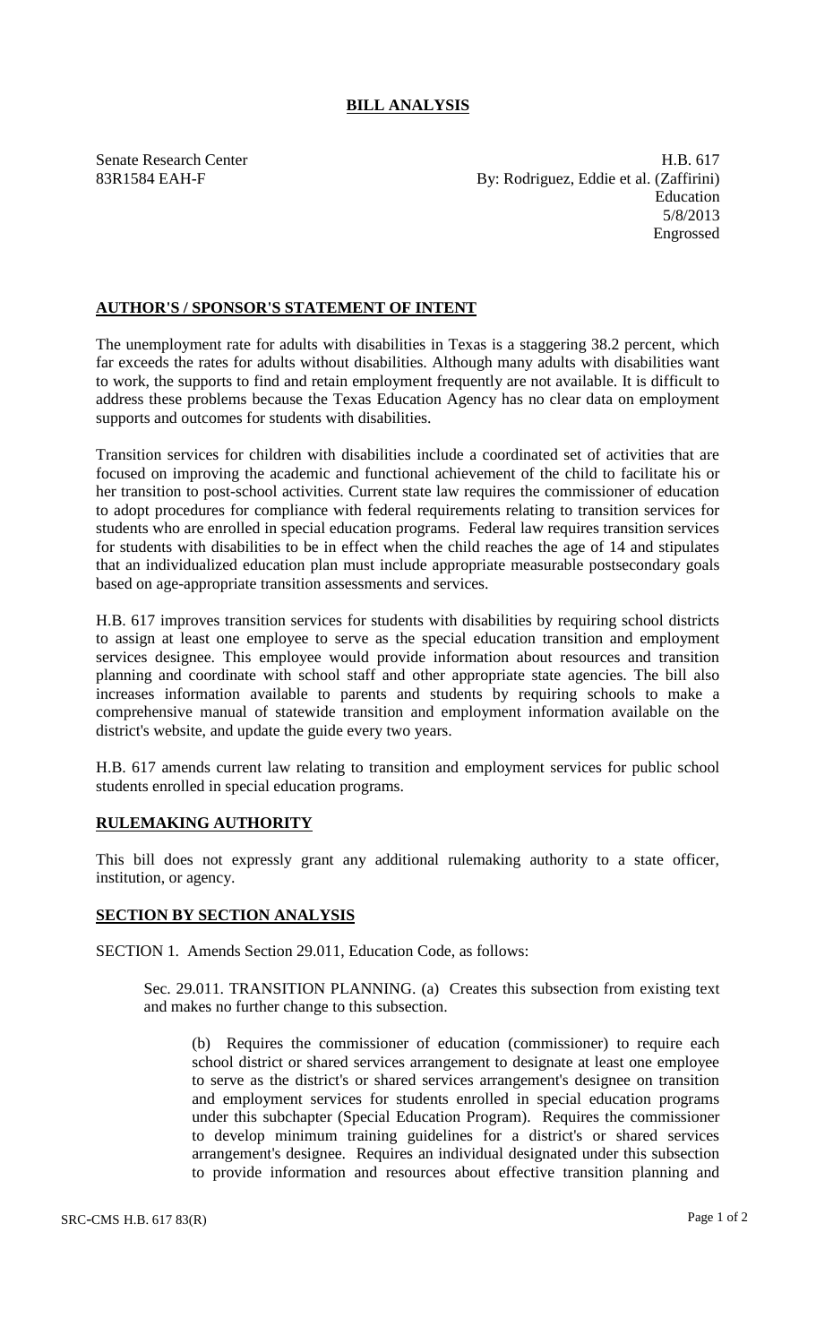# BILL ANALYSIS

Senate Research Center
83R1584 EAH-F

H.B. 617
By: Rodriguez, Eddie et al. (Zaffirini)
Education
5/8/2013
Engrossed

## AUTHOR'S / SPONSOR'S STATEMENT OF INTENT

The unemployment rate for adults with disabilities in Texas is a staggering 38.2 percent, which far exceeds the rates for adults without disabilities. Although many adults with disabilities want to work, the supports to find and retain employment frequently are not available. It is difficult to address these problems because the Texas Education Agency has no clear data on employment supports and outcomes for students with disabilities.

Transition services for children with disabilities include a coordinated set of activities that are focused on improving the academic and functional achievement of the child to facilitate his or her transition to post-school activities. Current state law requires the commissioner of education to adopt procedures for compliance with federal requirements relating to transition services for students who are enrolled in special education programs. Federal law requires transition services for students with disabilities to be in effect when the child reaches the age of 14 and stipulates that an individualized education plan must include appropriate measurable postsecondary goals based on age-appropriate transition assessments and services.

H.B. 617 improves transition services for students with disabilities by requiring school districts to assign at least one employee to serve as the special education transition and employment services designee. This employee would provide information about resources and transition planning and coordinate with school staff and other appropriate state agencies. The bill also increases information available to parents and students by requiring schools to make a comprehensive manual of statewide transition and employment information available on the district's website, and update the guide every two years.

H.B. 617 amends current law relating to transition and employment services for public school students enrolled in special education programs.

## RULEMAKING AUTHORITY

This bill does not expressly grant any additional rulemaking authority to a state officer, institution, or agency.

## SECTION BY SECTION ANALYSIS

SECTION 1. Amends Section 29.011, Education Code, as follows:

Sec. 29.011. TRANSITION PLANNING. (a) Creates this subsection from existing text and makes no further change to this subsection.

(b) Requires the commissioner of education (commissioner) to require each school district or shared services arrangement to designate at least one employee to serve as the district's or shared services arrangement's designee on transition and employment services for students enrolled in special education programs under this subchapter (Special Education Program). Requires the commissioner to develop minimum training guidelines for a district's or shared services arrangement's designee. Requires an individual designated under this subsection to provide information and resources about effective transition planning and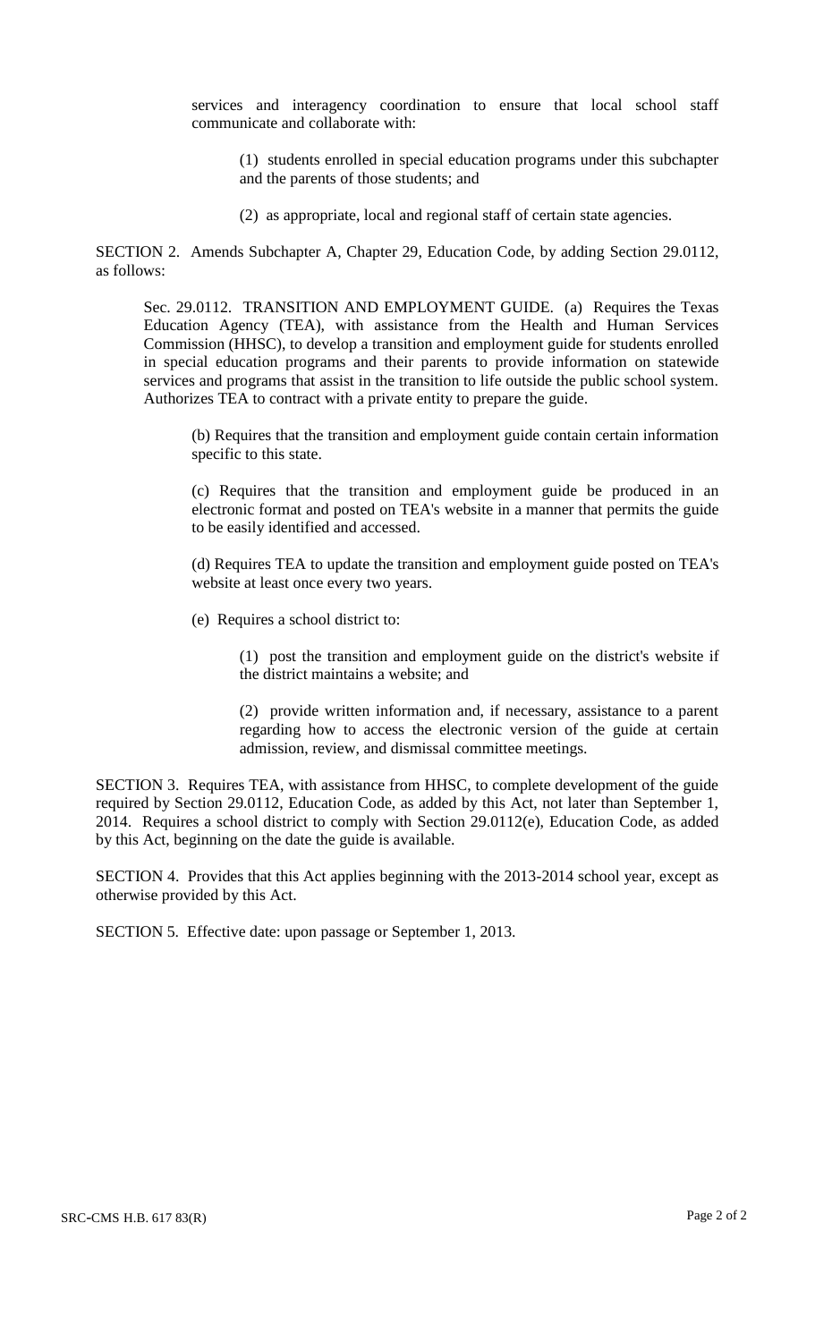services and interagency coordination to ensure that local school staff communicate and collaborate with:

(1) students enrolled in special education programs under this subchapter and the parents of those students; and

(2) as appropriate, local and regional staff of certain state agencies.

SECTION 2. Amends Subchapter A, Chapter 29, Education Code, by adding Section 29.0112, as follows:

Sec. 29.0112. TRANSITION AND EMPLOYMENT GUIDE. (a) Requires the Texas Education Agency (TEA), with assistance from the Health and Human Services Commission (HHSC), to develop a transition and employment guide for students enrolled in special education programs and their parents to provide information on statewide services and programs that assist in the transition to life outside the public school system. Authorizes TEA to contract with a private entity to prepare the guide.

(b) Requires that the transition and employment guide contain certain information specific to this state.

(c) Requires that the transition and employment guide be produced in an electronic format and posted on TEA's website in a manner that permits the guide to be easily identified and accessed.

(d) Requires TEA to update the transition and employment guide posted on TEA's website at least once every two years.

(e) Requires a school district to:

(1) post the transition and employment guide on the district's website if the district maintains a website; and

(2) provide written information and, if necessary, assistance to a parent regarding how to access the electronic version of the guide at certain admission, review, and dismissal committee meetings.

SECTION 3. Requires TEA, with assistance from HHSC, to complete development of the guide required by Section 29.0112, Education Code, as added by this Act, not later than September 1, 2014. Requires a school district to comply with Section 29.0112(e), Education Code, as added by this Act, beginning on the date the guide is available.

SECTION 4. Provides that this Act applies beginning with the 2013-2014 school year, except as otherwise provided by this Act.

SECTION 5. Effective date: upon passage or September 1, 2013.

SRC-CMS H.B. 617 83(R)